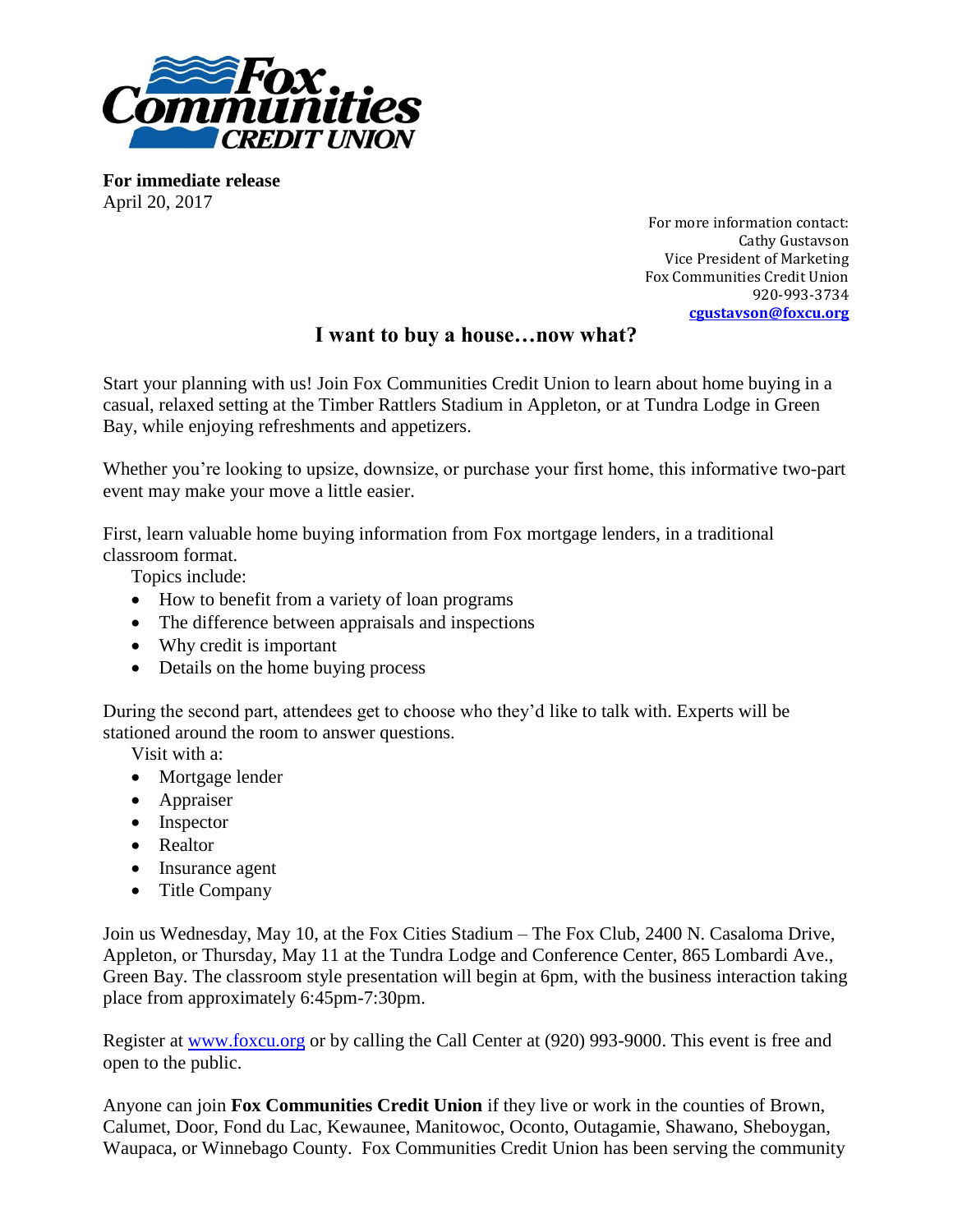**For immediate release**
April 20, 2017

For more information contact:
Cathy Gustavson
Vice President of Marketing
Fox Communities Credit Union
920-993-3734
**cgustavson@foxcu.org**

## I want to buy a house…now what?

Start your planning with us! Join Fox Communities Credit Union to learn about home buying in a casual, relaxed setting at the Timber Rattlers Stadium in Appleton, or at Tundra Lodge in Green Bay, while enjoying refreshments and appetizers.

Whether you're looking to upsize, downsize, or purchase your first home, this informative two-part event may make your move a little easier.

First, learn valuable home buying information from Fox mortgage lenders, in a traditional classroom format.

Topics include:

- How to benefit from a variety of loan programs
- The difference between appraisals and inspections
- Why credit is important
- Details on the home buying process

During the second part, attendees get to choose who they'd like to talk with. Experts will be stationed around the room to answer questions.

Visit with a:

- Mortgage lender
- Appraiser
- Inspector
- Realtor
- Insurance agent
- Title Company

Join us Wednesday, May 10, at the Fox Cities Stadium – The Fox Club, 2400 N. Casaloma Drive, Appleton, or Thursday, May 11 at the Tundra Lodge and Conference Center, 865 Lombardi Ave., Green Bay. The classroom style presentation will begin at 6pm, with the business interaction taking place from approximately 6:45pm-7:30pm.

Register at www.foxcu.org or by calling the Call Center at (920) 993-9000. This event is free and open to the public.

Anyone can join **Fox Communities Credit Union** if they live or work in the counties of Brown, Calumet, Door, Fond du Lac, Kewaunee, Manitowoc, Oconto, Outagamie, Shawano, Sheboygan, Waupaca, or Winnebago County. Fox Communities Credit Union has been serving the community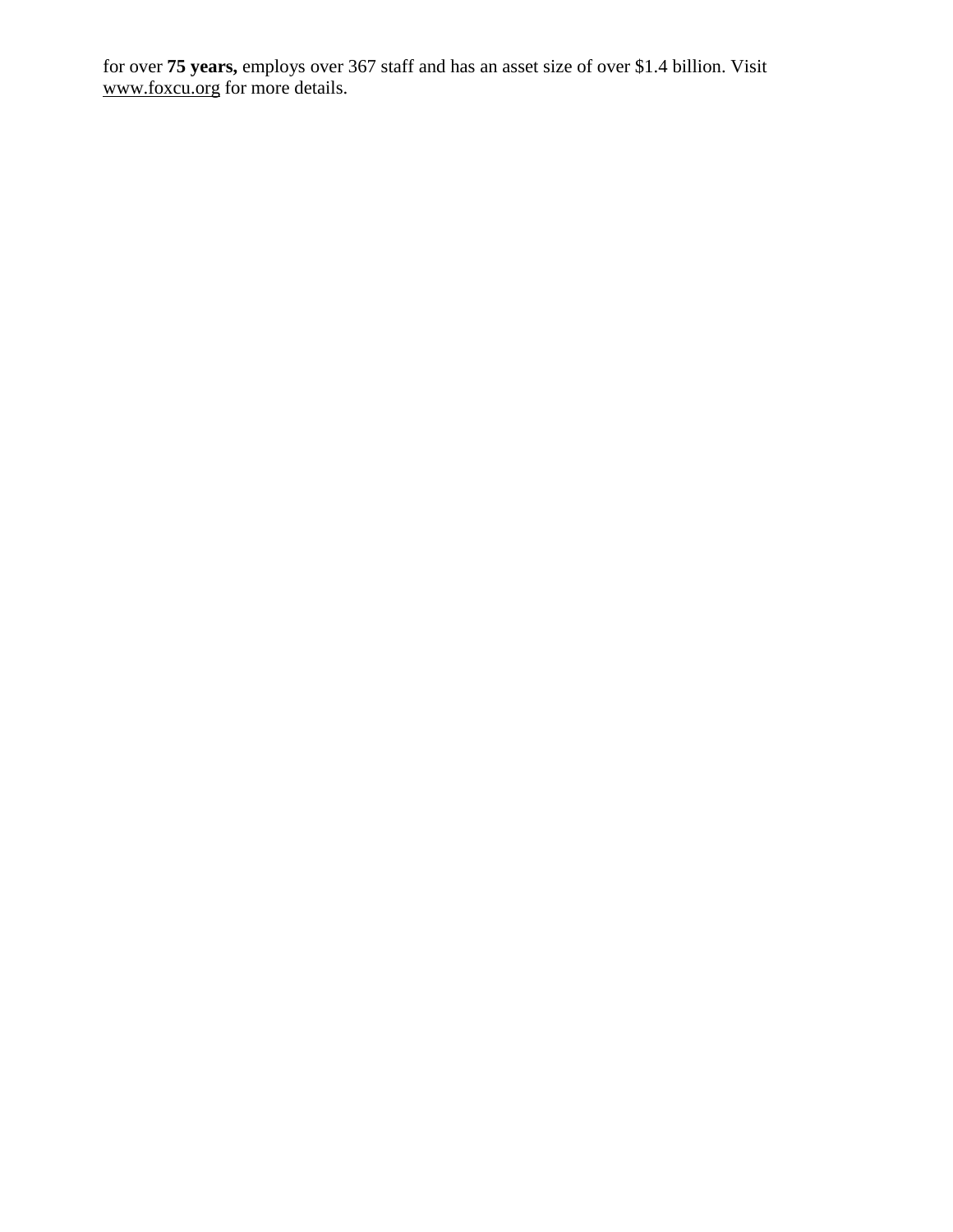for over **75 years,** employs over 367 staff and has an asset size of over $1.4 billion. Visit www.foxcu.org for more details.